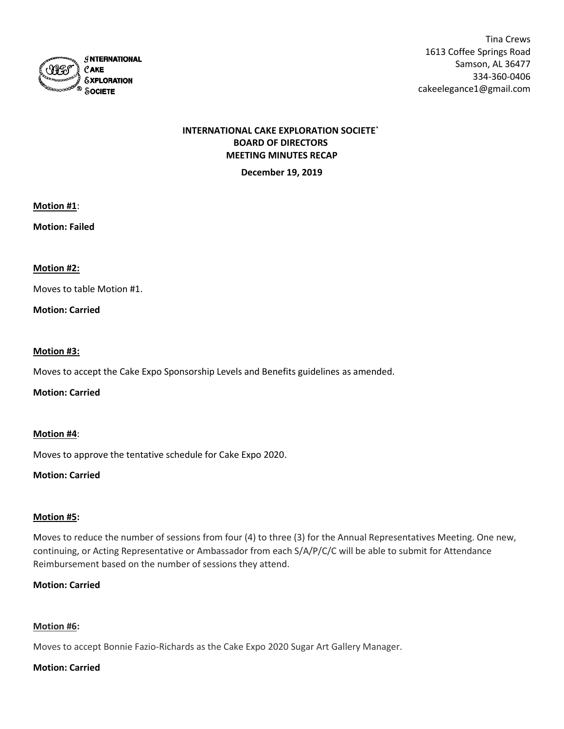INTERNATIONAL CAKE EXPLORATION SOCIETE

Tina Crews
1613 Coffee Springs Road
Samson, AL 36477
334-360-0406
cakeelegance1@gmail.com

**INTERNATIONAL CAKE EXPLORATION SOCIETE`**
**BOARD OF DIRECTORS**
**MEETING MINUTES RECAP**

**December 19, 2019**

**Motion #1**:

**Motion: Failed**

**Motion #2:**

Moves to table Motion #1.

**Motion: Carried**

**Motion #3:**

Moves to accept the Cake Expo Sponsorship Levels and Benefits guidelines as amended.

**Motion: Carried**

**Motion #4**:

Moves to approve the tentative schedule for Cake Expo 2020.

**Motion: Carried**

**Motion #5:**

Moves to reduce the number of sessions from four (4) to three (3) for the Annual Representatives Meeting. One new, continuing, or Acting Representative or Ambassador from each S/A/P/C/C will be able to submit for Attendance Reimbursement based on the number of sessions they attend.

**Motion: Carried**

**Motion #6:**

Moves to accept Bonnie Fazio-Richards as the Cake Expo 2020 Sugar Art Gallery Manager.

**Motion: Carried**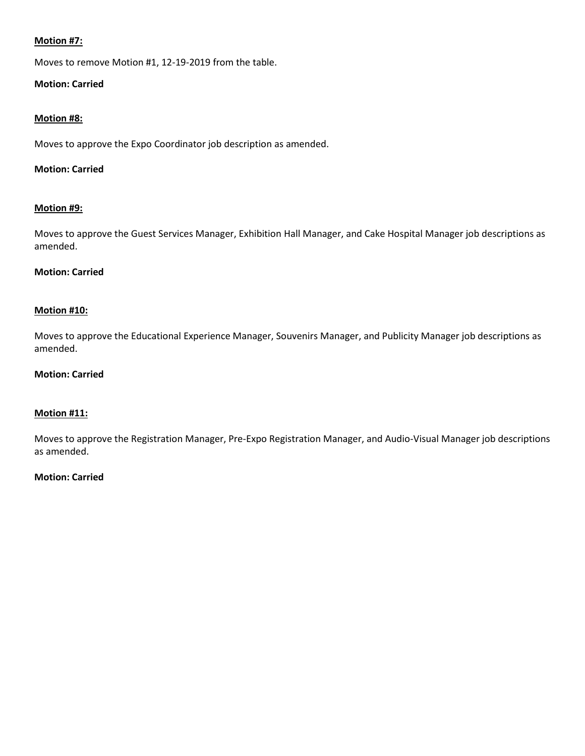**<u>Motion #7:</u>**

Moves to remove Motion #1, 12-19-2019 from the table.

**Motion: Carried**

**<u>Motion #8:</u>**

Moves to approve the Expo Coordinator job description as amended.

**Motion: Carried**

**<u>Motion #9:</u>**

Moves to approve the Guest Services Manager, Exhibition Hall Manager, and Cake Hospital Manager job descriptions as amended.

**Motion: Carried**

**<u>Motion #10:</u>**

Moves to approve the Educational Experience Manager, Souvenirs Manager, and Publicity Manager job descriptions as amended.

**Motion: Carried**

**<u>Motion #11:</u>**

Moves to approve the Registration Manager, Pre-Expo Registration Manager, and Audio-Visual Manager job descriptions as amended.

**Motion: Carried**